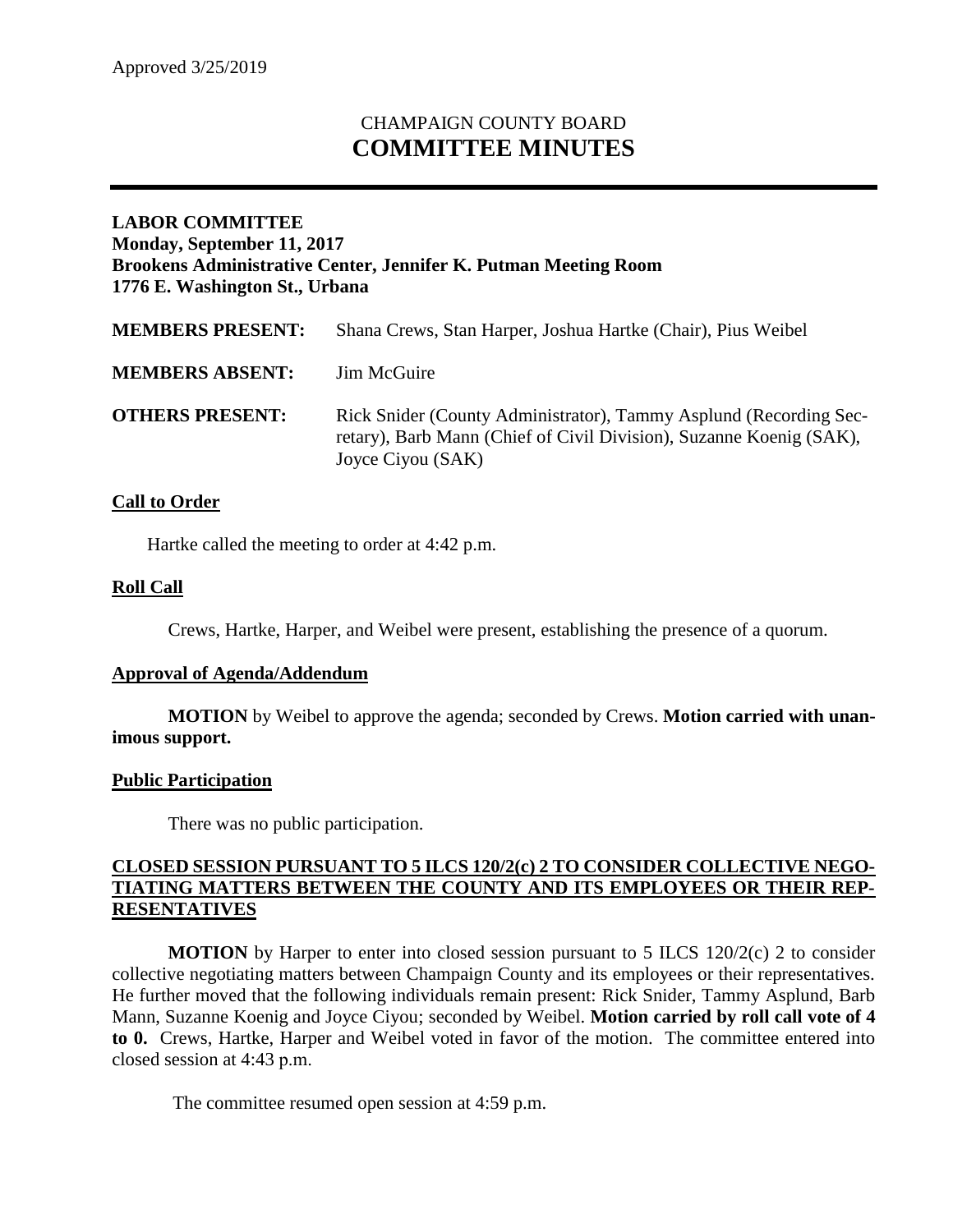Approved 3/25/2019

# CHAMPAIGN COUNTY BOARD
# COMMITTEE MINUTES

**LABOR COMMITTEE**
**Monday, September 11, 2017**
**Brookens Administrative Center, Jennifer K. Putman Meeting Room**
**1776 E. Washington St., Urbana**

| | |
|---|---|
| **MEMBERS PRESENT:** | Shana Crews, Stan Harper, Joshua Hartke (Chair), Pius Weibel |
| **MEMBERS ABSENT:** | Jim McGuire |
| **OTHERS PRESENT:** | Rick Snider (County Administrator), Tammy Asplund (Recording Secretary), Barb Mann (Chief of Civil Division), Suzanne Koenig (SAK), Joyce Ciyou (SAK) |

## Call to Order

Hartke called the meeting to order at 4:42 p.m.

## Roll Call

Crews, Hartke, Harper, and Weibel were present, establishing the presence of a quorum.

## Approval of Agenda/Addendum

**MOTION** by Weibel to approve the agenda; seconded by Crews. **Motion carried with unanimous support.**

## Public Participation

There was no public participation.

## CLOSED SESSION PURSUANT TO 5 ILCS 120/2(c) 2 TO CONSIDER COLLECTIVE NEGOTIATING MATTERS BETWEEN THE COUNTY AND ITS EMPLOYEES OR THEIR REPRESENTATIVES

**MOTION** by Harper to enter into closed session pursuant to 5 ILCS 120/2(c) 2 to consider collective negotiating matters between Champaign County and its employees or their representatives. He further moved that the following individuals remain present: Rick Snider, Tammy Asplund, Barb Mann, Suzanne Koenig and Joyce Ciyou; seconded by Weibel. **Motion carried by roll call vote of 4 to 0.** Crews, Hartke, Harper and Weibel voted in favor of the motion. The committee entered into closed session at 4:43 p.m.

The committee resumed open session at 4:59 p.m.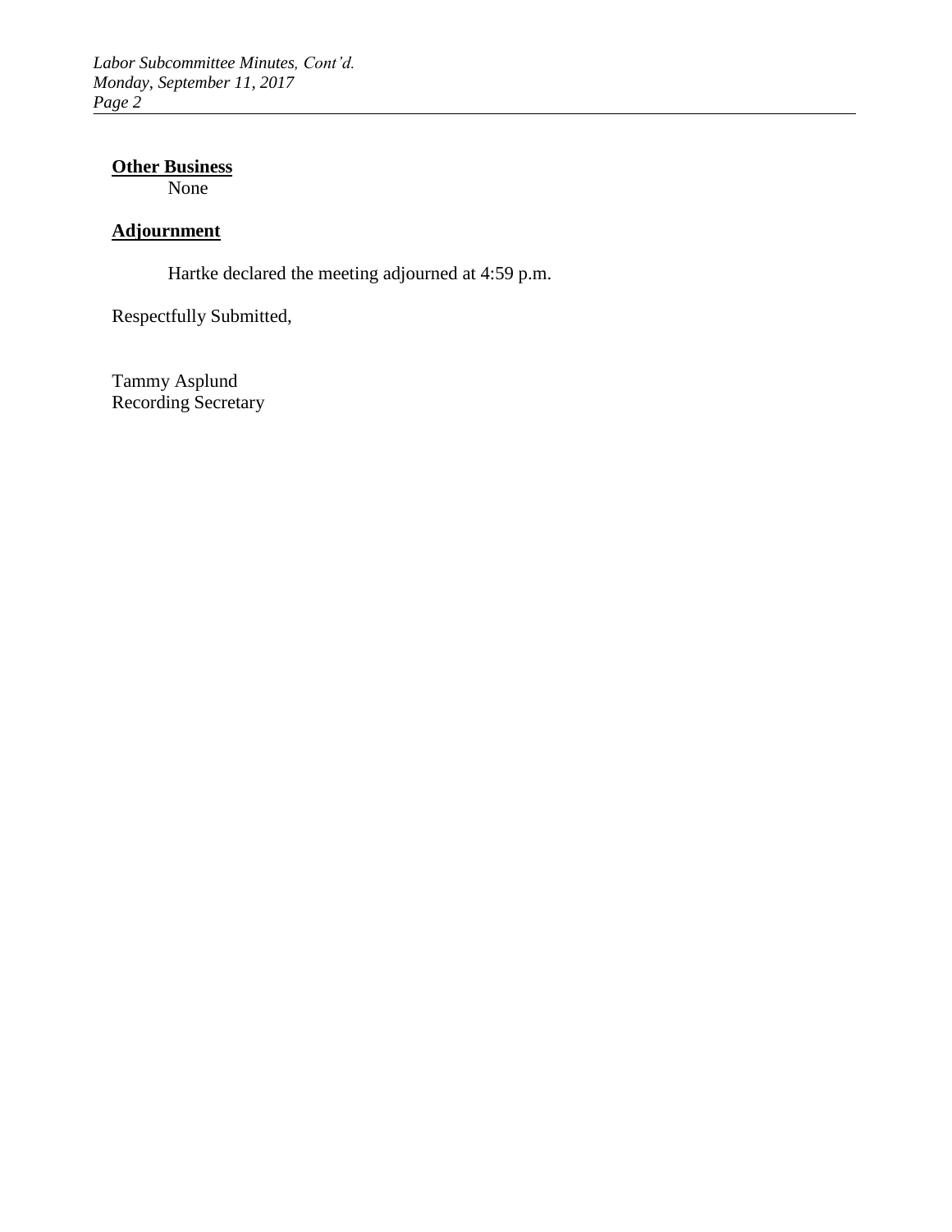**Other Business**

None

**Adjournment**

Hartke declared the meeting adjourned at 4:59 p.m.

Respectfully Submitted,

Tammy Asplund
Recording Secretary